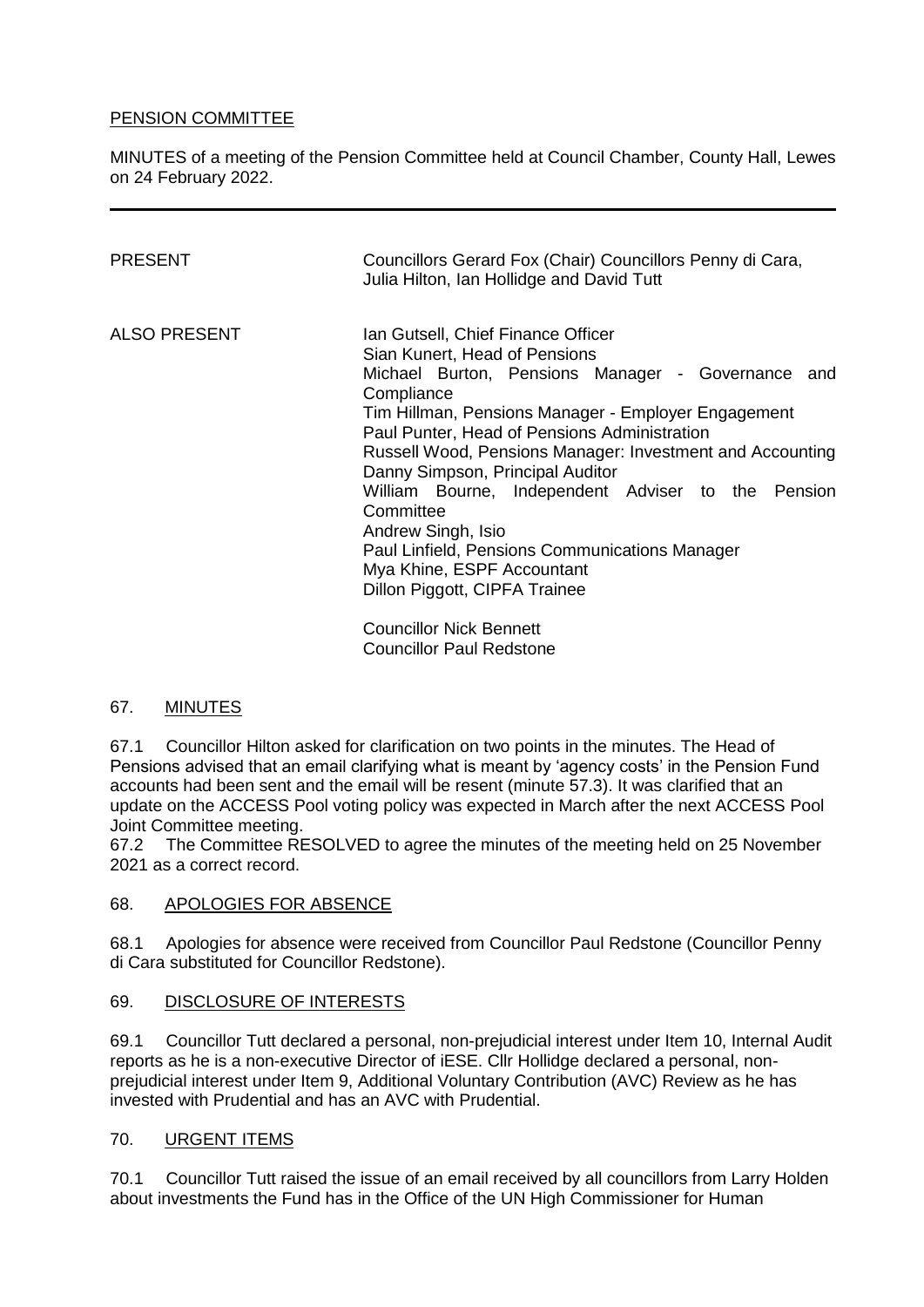## PENSION COMMITTEE

MINUTES of a meeting of the Pension Committee held at Council Chamber, County Hall, Lewes on 24 February 2022.

---

| | |
|---|---|
| PRESENT | Councillors Gerard Fox (Chair) Councillors Penny di Cara, Julia Hilton, Ian Hollidge and David Tutt |
| ALSO PRESENT | Ian Gutsell, Chief Finance Officer<br>Sian Kunert, Head of Pensions<br>Michael Burton, Pensions Manager - Governance and Compliance<br>Tim Hillman, Pensions Manager - Employer Engagement<br>Paul Punter, Head of Pensions Administration<br>Russell Wood, Pensions Manager: Investment and Accounting<br>Danny Simpson, Principal Auditor<br>William Bourne, Independent Adviser to the Pension Committee<br>Andrew Singh, Isio<br>Paul Linfield, Pensions Communications Manager<br>Mya Khine, ESPF Accountant<br>Dillon Piggott, CIPFA Trainee<br><br>Councillor Nick Bennett<br>Councillor Paul Redstone |

### 67. MINUTES

67.1 Councillor Hilton asked for clarification on two points in the minutes. The Head of Pensions advised that an email clarifying what is meant by 'agency costs' in the Pension Fund accounts had been sent and the email will be resent (minute 57.3). It was clarified that an update on the ACCESS Pool voting policy was expected in March after the next ACCESS Pool Joint Committee meeting.

67.2 The Committee RESOLVED to agree the minutes of the meeting held on 25 November 2021 as a correct record.

### 68. APOLOGIES FOR ABSENCE

68.1 Apologies for absence were received from Councillor Paul Redstone (Councillor Penny di Cara substituted for Councillor Redstone).

### 69. DISCLOSURE OF INTERESTS

69.1 Councillor Tutt declared a personal, non-prejudicial interest under Item 10, Internal Audit reports as he is a non-executive Director of iESE. Cllr Hollidge declared a personal, non-prejudicial interest under Item 9, Additional Voluntary Contribution (AVC) Review as he has invested with Prudential and has an AVC with Prudential.

### 70. URGENT ITEMS

70.1 Councillor Tutt raised the issue of an email received by all councillors from Larry Holden about investments the Fund has in the Office of the UN High Commissioner for Human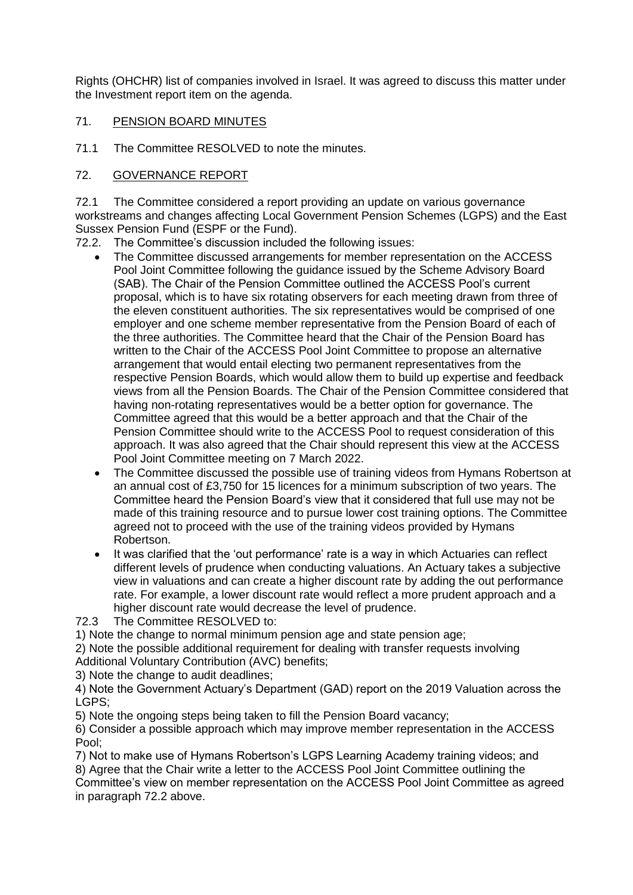Rights (OHCHR) list of companies involved in Israel. It was agreed to discuss this matter under the Investment report item on the agenda.

## 71. PENSION BOARD MINUTES

71.1 The Committee RESOLVED to note the minutes.

## 72. GOVERNANCE REPORT

72.1 The Committee considered a report providing an update on various governance workstreams and changes affecting Local Government Pension Schemes (LGPS) and the East Sussex Pension Fund (ESPF or the Fund).

72.2. The Committee's discussion included the following issues:

- The Committee discussed arrangements for member representation on the ACCESS Pool Joint Committee following the guidance issued by the Scheme Advisory Board (SAB). The Chair of the Pension Committee outlined the ACCESS Pool's current proposal, which is to have six rotating observers for each meeting drawn from three of the eleven constituent authorities. The six representatives would be comprised of one employer and one scheme member representative from the Pension Board of each of the three authorities. The Committee heard that the Chair of the Pension Board has written to the Chair of the ACCESS Pool Joint Committee to propose an alternative arrangement that would entail electing two permanent representatives from the respective Pension Boards, which would allow them to build up expertise and feedback views from all the Pension Boards. The Chair of the Pension Committee considered that having non-rotating representatives would be a better option for governance. The Committee agreed that this would be a better approach and that the Chair of the Pension Committee should write to the ACCESS Pool to request consideration of this approach. It was also agreed that the Chair should represent this view at the ACCESS Pool Joint Committee meeting on 7 March 2022.
- The Committee discussed the possible use of training videos from Hymans Robertson at an annual cost of £3,750 for 15 licences for a minimum subscription of two years. The Committee heard the Pension Board's view that it considered that full use may not be made of this training resource and to pursue lower cost training options. The Committee agreed not to proceed with the use of the training videos provided by Hymans Robertson.
- It was clarified that the 'out performance' rate is a way in which Actuaries can reflect different levels of prudence when conducting valuations. An Actuary takes a subjective view in valuations and can create a higher discount rate by adding the out performance rate. For example, a lower discount rate would reflect a more prudent approach and a higher discount rate would decrease the level of prudence.

72.3 The Committee RESOLVED to:

1) Note the change to normal minimum pension age and state pension age;
2) Note the possible additional requirement for dealing with transfer requests involving Additional Voluntary Contribution (AVC) benefits;
3) Note the change to audit deadlines;
4) Note the Government Actuary's Department (GAD) report on the 2019 Valuation across the LGPS;
5) Note the ongoing steps being taken to fill the Pension Board vacancy;
6) Consider a possible approach which may improve member representation in the ACCESS Pool;
7) Not to make use of Hymans Robertson's LGPS Learning Academy training videos; and
8) Agree that the Chair write a letter to the ACCESS Pool Joint Committee outlining the Committee's view on member representation on the ACCESS Pool Joint Committee as agreed in paragraph 72.2 above.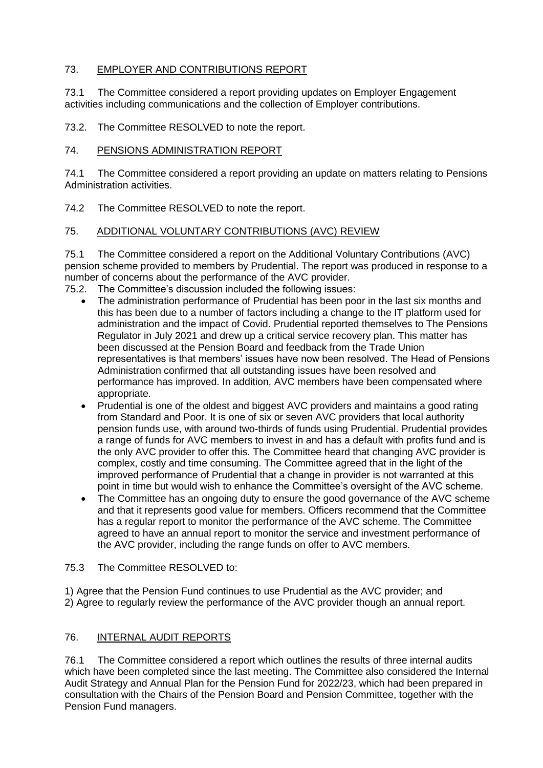## 73. EMPLOYER AND CONTRIBUTIONS REPORT

73.1 The Committee considered a report providing updates on Employer Engagement activities including communications and the collection of Employer contributions.

73.2. The Committee RESOLVED to note the report.

## 74. PENSIONS ADMINISTRATION REPORT

74.1 The Committee considered a report providing an update on matters relating to Pensions Administration activities.

74.2 The Committee RESOLVED to note the report.

## 75. ADDITIONAL VOLUNTARY CONTRIBUTIONS (AVC) REVIEW

75.1 The Committee considered a report on the Additional Voluntary Contributions (AVC) pension scheme provided to members by Prudential. The report was produced in response to a number of concerns about the performance of the AVC provider.

75.2. The Committee's discussion included the following issues:

- The administration performance of Prudential has been poor in the last six months and this has been due to a number of factors including a change to the IT platform used for administration and the impact of Covid. Prudential reported themselves to The Pensions Regulator in July 2021 and drew up a critical service recovery plan. This matter has been discussed at the Pension Board and feedback from the Trade Union representatives is that members' issues have now been resolved. The Head of Pensions Administration confirmed that all outstanding issues have been resolved and performance has improved. In addition, AVC members have been compensated where appropriate.
- Prudential is one of the oldest and biggest AVC providers and maintains a good rating from Standard and Poor. It is one of six or seven AVC providers that local authority pension funds use, with around two-thirds of funds using Prudential. Prudential provides a range of funds for AVC members to invest in and has a default with profits fund and is the only AVC provider to offer this. The Committee heard that changing AVC provider is complex, costly and time consuming. The Committee agreed that in the light of the improved performance of Prudential that a change in provider is not warranted at this point in time but would wish to enhance the Committee's oversight of the AVC scheme.
- The Committee has an ongoing duty to ensure the good governance of the AVC scheme and that it represents good value for members. Officers recommend that the Committee has a regular report to monitor the performance of the AVC scheme. The Committee agreed to have an annual report to monitor the service and investment performance of the AVC provider, including the range funds on offer to AVC members.

75.3 The Committee RESOLVED to:

1) Agree that the Pension Fund continues to use Prudential as the AVC provider; and
2) Agree to regularly review the performance of the AVC provider though an annual report.

## 76. INTERNAL AUDIT REPORTS

76.1 The Committee considered a report which outlines the results of three internal audits which have been completed since the last meeting. The Committee also considered the Internal Audit Strategy and Annual Plan for the Pension Fund for 2022/23, which had been prepared in consultation with the Chairs of the Pension Board and Pension Committee, together with the Pension Fund managers.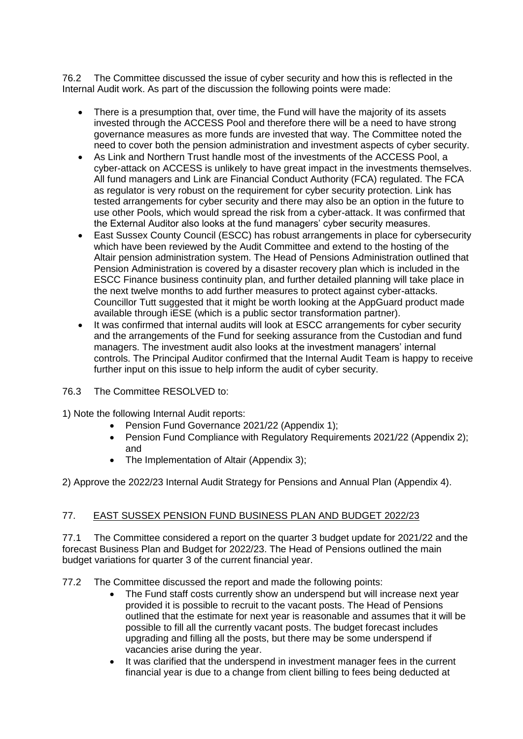76.2 The Committee discussed the issue of cyber security and how this is reflected in the Internal Audit work. As part of the discussion the following points were made:

- There is a presumption that, over time, the Fund will have the majority of its assets invested through the ACCESS Pool and therefore there will be a need to have strong governance measures as more funds are invested that way. The Committee noted the need to cover both the pension administration and investment aspects of cyber security.
- As Link and Northern Trust handle most of the investments of the ACCESS Pool, a cyber-attack on ACCESS is unlikely to have great impact in the investments themselves. All fund managers and Link are Financial Conduct Authority (FCA) regulated. The FCA as regulator is very robust on the requirement for cyber security protection. Link has tested arrangements for cyber security and there may also be an option in the future to use other Pools, which would spread the risk from a cyber-attack. It was confirmed that the External Auditor also looks at the fund managers' cyber security measures.
- East Sussex County Council (ESCC) has robust arrangements in place for cybersecurity which have been reviewed by the Audit Committee and extend to the hosting of the Altair pension administration system. The Head of Pensions Administration outlined that Pension Administration is covered by a disaster recovery plan which is included in the ESCC Finance business continuity plan, and further detailed planning will take place in the next twelve months to add further measures to protect against cyber-attacks. Councillor Tutt suggested that it might be worth looking at the AppGuard product made available through iESE (which is a public sector transformation partner).
- It was confirmed that internal audits will look at ESCC arrangements for cyber security and the arrangements of the Fund for seeking assurance from the Custodian and fund managers. The investment audit also looks at the investment managers' internal controls. The Principal Auditor confirmed that the Internal Audit Team is happy to receive further input on this issue to help inform the audit of cyber security.

76.3 The Committee RESOLVED to:

1) Note the following Internal Audit reports:

- Pension Fund Governance 2021/22 (Appendix 1);
- Pension Fund Compliance with Regulatory Requirements 2021/22 (Appendix 2); and
- The Implementation of Altair (Appendix 3);

2) Approve the 2022/23 Internal Audit Strategy for Pensions and Annual Plan (Appendix 4).

## 77. EAST SUSSEX PENSION FUND BUSINESS PLAN AND BUDGET 2022/23

77.1 The Committee considered a report on the quarter 3 budget update for 2021/22 and the forecast Business Plan and Budget for 2022/23. The Head of Pensions outlined the main budget variations for quarter 3 of the current financial year.

77.2 The Committee discussed the report and made the following points:

- The Fund staff costs currently show an underspend but will increase next year provided it is possible to recruit to the vacant posts. The Head of Pensions outlined that the estimate for next year is reasonable and assumes that it will be possible to fill all the currently vacant posts. The budget forecast includes upgrading and filling all the posts, but there may be some underspend if vacancies arise during the year.
- It was clarified that the underspend in investment manager fees in the current financial year is due to a change from client billing to fees being deducted at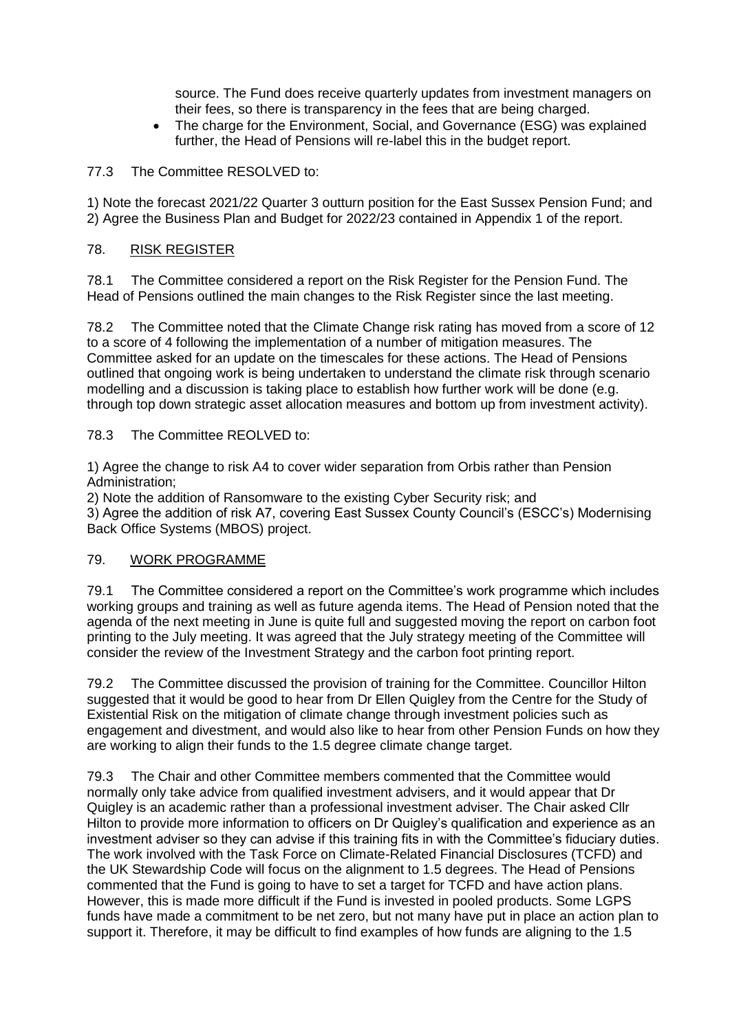source. The Fund does receive quarterly updates from investment managers on their fees, so there is transparency in the fees that are being charged.

- The charge for the Environment, Social, and Governance (ESG) was explained further, the Head of Pensions will re-label this in the budget report.

77.3 The Committee RESOLVED to:

1) Note the forecast 2021/22 Quarter 3 outturn position for the East Sussex Pension Fund; and
2) Agree the Business Plan and Budget for 2022/23 contained in Appendix 1 of the report.

## 78. RISK REGISTER

78.1 The Committee considered a report on the Risk Register for the Pension Fund. The Head of Pensions outlined the main changes to the Risk Register since the last meeting.

78.2 The Committee noted that the Climate Change risk rating has moved from a score of 12 to a score of 4 following the implementation of a number of mitigation measures. The Committee asked for an update on the timescales for these actions. The Head of Pensions outlined that ongoing work is being undertaken to understand the climate risk through scenario modelling and a discussion is taking place to establish how further work will be done (e.g. through top down strategic asset allocation measures and bottom up from investment activity).

78.3 The Committee REOLVED to:

1) Agree the change to risk A4 to cover wider separation from Orbis rather than Pension Administration;
2) Note the addition of Ransomware to the existing Cyber Security risk; and
3) Agree the addition of risk A7, covering East Sussex County Council's (ESCC's) Modernising Back Office Systems (MBOS) project.

## 79. WORK PROGRAMME

79.1 The Committee considered a report on the Committee's work programme which includes working groups and training as well as future agenda items. The Head of Pension noted that the agenda of the next meeting in June is quite full and suggested moving the report on carbon foot printing to the July meeting. It was agreed that the July strategy meeting of the Committee will consider the review of the Investment Strategy and the carbon foot printing report.

79.2 The Committee discussed the provision of training for the Committee. Councillor Hilton suggested that it would be good to hear from Dr Ellen Quigley from the Centre for the Study of Existential Risk on the mitigation of climate change through investment policies such as engagement and divestment, and would also like to hear from other Pension Funds on how they are working to align their funds to the 1.5 degree climate change target.

79.3 The Chair and other Committee members commented that the Committee would normally only take advice from qualified investment advisers, and it would appear that Dr Quigley is an academic rather than a professional investment adviser. The Chair asked Cllr Hilton to provide more information to officers on Dr Quigley's qualification and experience as an investment adviser so they can advise if this training fits in with the Committee's fiduciary duties. The work involved with the Task Force on Climate-Related Financial Disclosures (TCFD) and the UK Stewardship Code will focus on the alignment to 1.5 degrees. The Head of Pensions commented that the Fund is going to have to set a target for TCFD and have action plans. However, this is made more difficult if the Fund is invested in pooled products. Some LGPS funds have made a commitment to be net zero, but not many have put in place an action plan to support it. Therefore, it may be difficult to find examples of how funds are aligning to the 1.5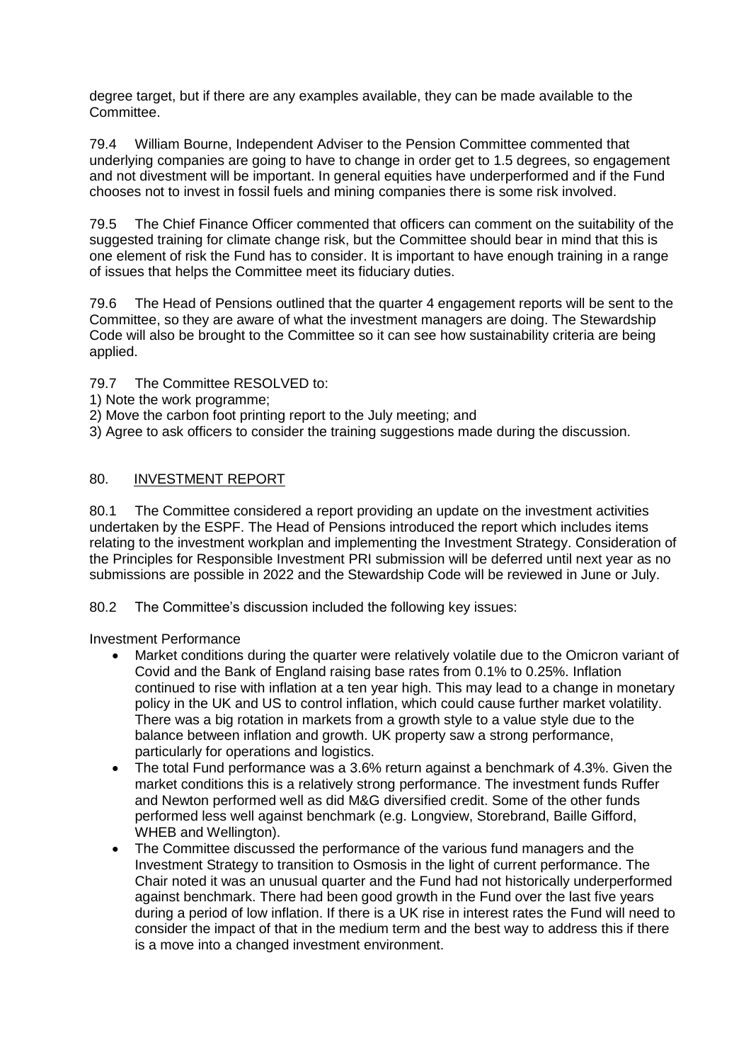degree target, but if there are any examples available, they can be made available to the Committee.

79.4 William Bourne, Independent Adviser to the Pension Committee commented that underlying companies are going to have to change in order get to 1.5 degrees, so engagement and not divestment will be important. In general equities have underperformed and if the Fund chooses not to invest in fossil fuels and mining companies there is some risk involved.

79.5 The Chief Finance Officer commented that officers can comment on the suitability of the suggested training for climate change risk, but the Committee should bear in mind that this is one element of risk the Fund has to consider. It is important to have enough training in a range of issues that helps the Committee meet its fiduciary duties.

79.6 The Head of Pensions outlined that the quarter 4 engagement reports will be sent to the Committee, so they are aware of what the investment managers are doing. The Stewardship Code will also be brought to the Committee so it can see how sustainability criteria are being applied.

79.7 The Committee RESOLVED to:
1) Note the work programme;
2) Move the carbon foot printing report to the July meeting; and
3) Agree to ask officers to consider the training suggestions made during the discussion.

## 80. INVESTMENT REPORT

80.1 The Committee considered a report providing an update on the investment activities undertaken by the ESPF. The Head of Pensions introduced the report which includes items relating to the investment workplan and implementing the Investment Strategy. Consideration of the Principles for Responsible Investment PRI submission will be deferred until next year as no submissions are possible in 2022 and the Stewardship Code will be reviewed in June or July.

80.2 The Committee's discussion included the following key issues:

Investment Performance

- Market conditions during the quarter were relatively volatile due to the Omicron variant of Covid and the Bank of England raising base rates from 0.1% to 0.25%. Inflation continued to rise with inflation at a ten year high. This may lead to a change in monetary policy in the UK and US to control inflation, which could cause further market volatility. There was a big rotation in markets from a growth style to a value style due to the balance between inflation and growth. UK property saw a strong performance, particularly for operations and logistics.
- The total Fund performance was a 3.6% return against a benchmark of 4.3%. Given the market conditions this is a relatively strong performance. The investment funds Ruffer and Newton performed well as did M&G diversified credit. Some of the other funds performed less well against benchmark (e.g. Longview, Storebrand, Baille Gifford, WHEB and Wellington).
- The Committee discussed the performance of the various fund managers and the Investment Strategy to transition to Osmosis in the light of current performance. The Chair noted it was an unusual quarter and the Fund had not historically underperformed against benchmark. There had been good growth in the Fund over the last five years during a period of low inflation. If there is a UK rise in interest rates the Fund will need to consider the impact of that in the medium term and the best way to address this if there is a move into a changed investment environment.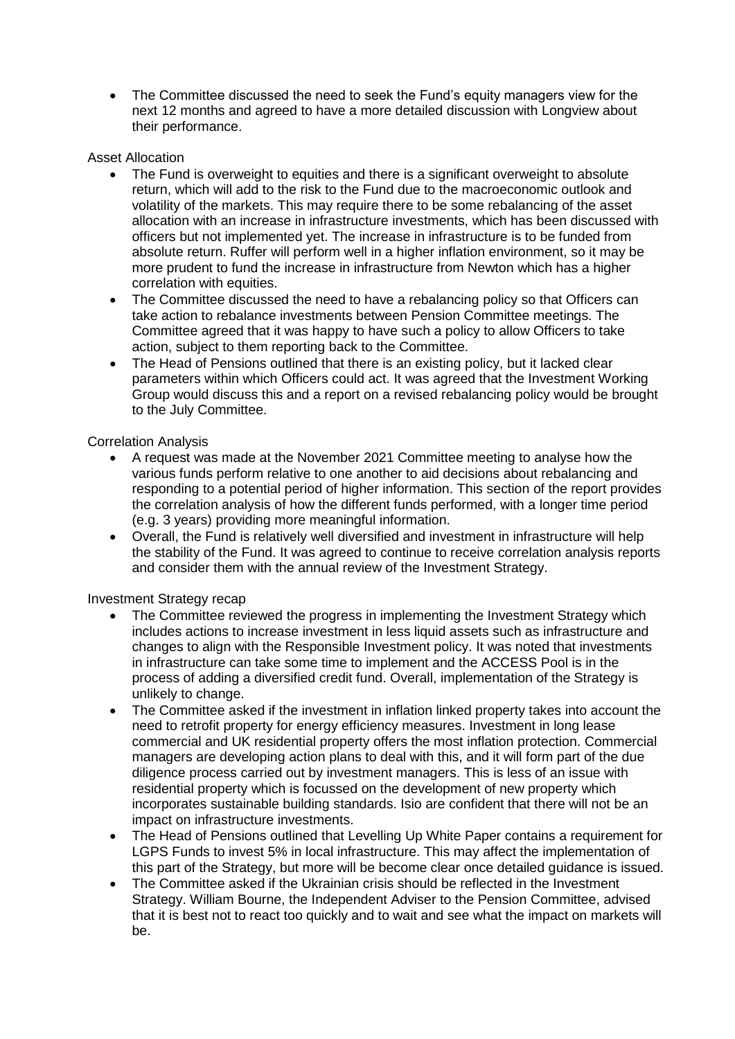- The Committee discussed the need to seek the Fund's equity managers view for the next 12 months and agreed to have a more detailed discussion with Longview about their performance.

Asset Allocation

- The Fund is overweight to equities and there is a significant overweight to absolute return, which will add to the risk to the Fund due to the macroeconomic outlook and volatility of the markets. This may require there to be some rebalancing of the asset allocation with an increase in infrastructure investments, which has been discussed with officers but not implemented yet. The increase in infrastructure is to be funded from absolute return. Ruffer will perform well in a higher inflation environment, so it may be more prudent to fund the increase in infrastructure from Newton which has a higher correlation with equities.
- The Committee discussed the need to have a rebalancing policy so that Officers can take action to rebalance investments between Pension Committee meetings. The Committee agreed that it was happy to have such a policy to allow Officers to take action, subject to them reporting back to the Committee.
- The Head of Pensions outlined that there is an existing policy, but it lacked clear parameters within which Officers could act. It was agreed that the Investment Working Group would discuss this and a report on a revised rebalancing policy would be brought to the July Committee.

Correlation Analysis

- A request was made at the November 2021 Committee meeting to analyse how the various funds perform relative to one another to aid decisions about rebalancing and responding to a potential period of higher information. This section of the report provides the correlation analysis of how the different funds performed, with a longer time period (e.g. 3 years) providing more meaningful information.
- Overall, the Fund is relatively well diversified and investment in infrastructure will help the stability of the Fund. It was agreed to continue to receive correlation analysis reports and consider them with the annual review of the Investment Strategy.

Investment Strategy recap

- The Committee reviewed the progress in implementing the Investment Strategy which includes actions to increase investment in less liquid assets such as infrastructure and changes to align with the Responsible Investment policy. It was noted that investments in infrastructure can take some time to implement and the ACCESS Pool is in the process of adding a diversified credit fund. Overall, implementation of the Strategy is unlikely to change.
- The Committee asked if the investment in inflation linked property takes into account the need to retrofit property for energy efficiency measures. Investment in long lease commercial and UK residential property offers the most inflation protection. Commercial managers are developing action plans to deal with this, and it will form part of the due diligence process carried out by investment managers. This is less of an issue with residential property which is focussed on the development of new property which incorporates sustainable building standards. Isio are confident that there will not be an impact on infrastructure investments.
- The Head of Pensions outlined that Levelling Up White Paper contains a requirement for LGPS Funds to invest 5% in local infrastructure. This may affect the implementation of this part of the Strategy, but more will be become clear once detailed guidance is issued.
- The Committee asked if the Ukrainian crisis should be reflected in the Investment Strategy. William Bourne, the Independent Adviser to the Pension Committee, advised that it is best not to react too quickly and to wait and see what the impact on markets will be.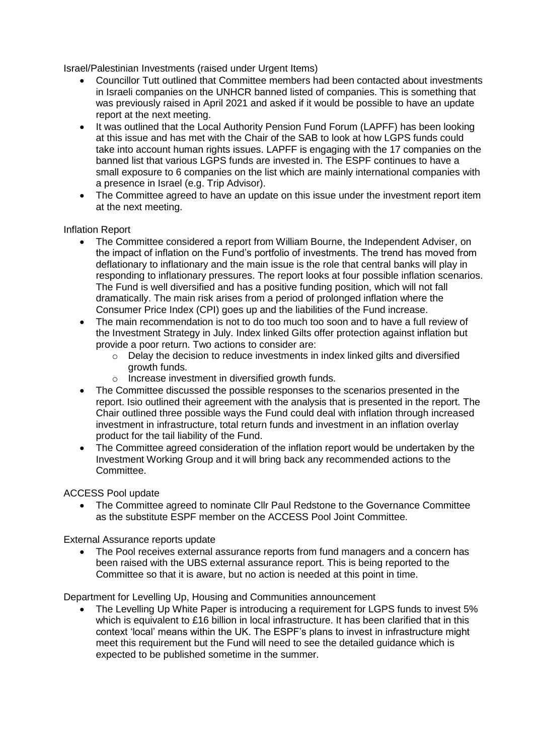Israel/Palestinian Investments (raised under Urgent Items)

- Councillor Tutt outlined that Committee members had been contacted about investments in Israeli companies on the UNHCR banned listed of companies. This is something that was previously raised in April 2021 and asked if it would be possible to have an update report at the next meeting.
- It was outlined that the Local Authority Pension Fund Forum (LAPFF) has been looking at this issue and has met with the Chair of the SAB to look at how LGPS funds could take into account human rights issues. LAPFF is engaging with the 17 companies on the banned list that various LGPS funds are invested in. The ESPF continues to have a small exposure to 6 companies on the list which are mainly international companies with a presence in Israel (e.g. Trip Advisor).
- The Committee agreed to have an update on this issue under the investment report item at the next meeting.

Inflation Report

- The Committee considered a report from William Bourne, the Independent Adviser, on the impact of inflation on the Fund's portfolio of investments. The trend has moved from deflationary to inflationary and the main issue is the role that central banks will play in responding to inflationary pressures. The report looks at four possible inflation scenarios. The Fund is well diversified and has a positive funding position, which will not fall dramatically. The main risk arises from a period of prolonged inflation where the Consumer Price Index (CPI) goes up and the liabilities of the Fund increase.
- The main recommendation is not to do too much too soon and to have a full review of the Investment Strategy in July. Index linked Gilts offer protection against inflation but provide a poor return. Two actions to consider are:
  - Delay the decision to reduce investments in index linked gilts and diversified growth funds.
  - Increase investment in diversified growth funds.
- The Committee discussed the possible responses to the scenarios presented in the report. Isio outlined their agreement with the analysis that is presented in the report. The Chair outlined three possible ways the Fund could deal with inflation through increased investment in infrastructure, total return funds and investment in an inflation overlay product for the tail liability of the Fund.
- The Committee agreed consideration of the inflation report would be undertaken by the Investment Working Group and it will bring back any recommended actions to the Committee.

ACCESS Pool update

- The Committee agreed to nominate Cllr Paul Redstone to the Governance Committee as the substitute ESPF member on the ACCESS Pool Joint Committee.

External Assurance reports update

- The Pool receives external assurance reports from fund managers and a concern has been raised with the UBS external assurance report. This is being reported to the Committee so that it is aware, but no action is needed at this point in time.

Department for Levelling Up, Housing and Communities announcement

- The Levelling Up White Paper is introducing a requirement for LGPS funds to invest 5% which is equivalent to £16 billion in local infrastructure. It has been clarified that in this context 'local' means within the UK. The ESPF's plans to invest in infrastructure might meet this requirement but the Fund will need to see the detailed guidance which is expected to be published sometime in the summer.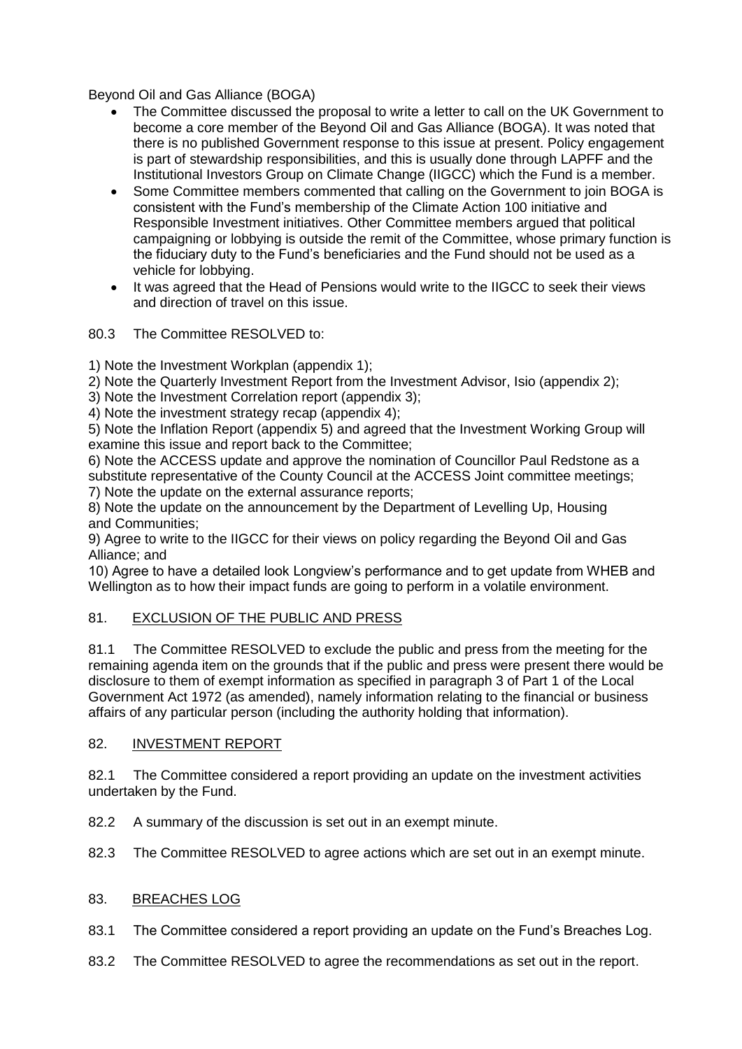Beyond Oil and Gas Alliance (BOGA)

- The Committee discussed the proposal to write a letter to call on the UK Government to become a core member of the Beyond Oil and Gas Alliance (BOGA). It was noted that there is no published Government response to this issue at present. Policy engagement is part of stewardship responsibilities, and this is usually done through LAPFF and the Institutional Investors Group on Climate Change (IIGCC) which the Fund is a member.
- Some Committee members commented that calling on the Government to join BOGA is consistent with the Fund's membership of the Climate Action 100 initiative and Responsible Investment initiatives. Other Committee members argued that political campaigning or lobbying is outside the remit of the Committee, whose primary function is the fiduciary duty to the Fund's beneficiaries and the Fund should not be used as a vehicle for lobbying.
- It was agreed that the Head of Pensions would write to the IIGCC to seek their views and direction of travel on this issue.

80.3 The Committee RESOLVED to:

1) Note the Investment Workplan (appendix 1);
2) Note the Quarterly Investment Report from the Investment Advisor, Isio (appendix 2);
3) Note the Investment Correlation report (appendix 3);
4) Note the investment strategy recap (appendix 4);
5) Note the Inflation Report (appendix 5) and agreed that the Investment Working Group will examine this issue and report back to the Committee;
6) Note the ACCESS update and approve the nomination of Councillor Paul Redstone as a substitute representative of the County Council at the ACCESS Joint committee meetings;
7) Note the update on the external assurance reports;
8) Note the update on the announcement by the Department of Levelling Up, Housing and Communities;
9) Agree to write to the IIGCC for their views on policy regarding the Beyond Oil and Gas Alliance; and
10) Agree to have a detailed look Longview's performance and to get update from WHEB and Wellington as to how their impact funds are going to perform in a volatile environment.

## 81. EXCLUSION OF THE PUBLIC AND PRESS

81.1 The Committee RESOLVED to exclude the public and press from the meeting for the remaining agenda item on the grounds that if the public and press were present there would be disclosure to them of exempt information as specified in paragraph 3 of Part 1 of the Local Government Act 1972 (as amended), namely information relating to the financial or business affairs of any particular person (including the authority holding that information).

## 82. INVESTMENT REPORT

82.1 The Committee considered a report providing an update on the investment activities undertaken by the Fund.

82.2 A summary of the discussion is set out in an exempt minute.

82.3 The Committee RESOLVED to agree actions which are set out in an exempt minute.

## 83. BREACHES LOG

83.1 The Committee considered a report providing an update on the Fund's Breaches Log.

83.2 The Committee RESOLVED to agree the recommendations as set out in the report.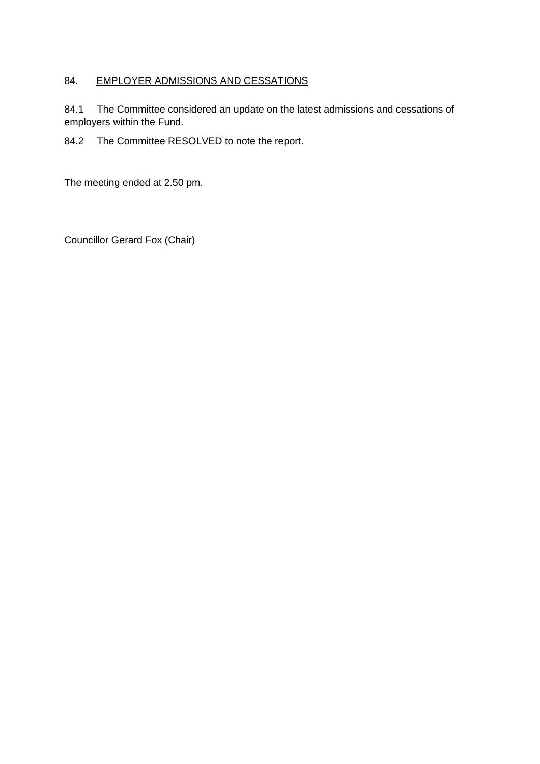## 84. <u>EMPLOYER ADMISSIONS AND CESSATIONS</u>

84.1 The Committee considered an update on the latest admissions and cessations of employers within the Fund.

84.2 The Committee RESOLVED to note the report.

The meeting ended at 2.50 pm.

Councillor Gerard Fox (Chair)